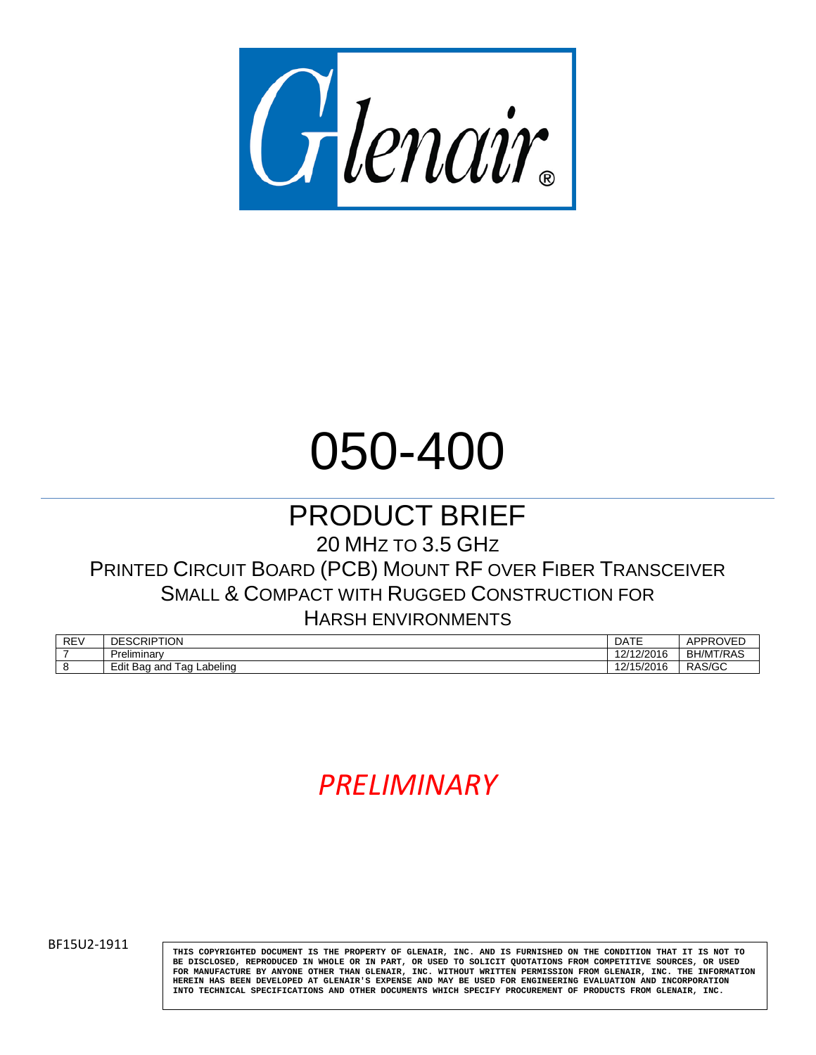Glenair®

# 050-400

## PRODUCT BRIEF

20 MHz TO 3.5 GHz

PRINTED CIRCUIT BOARD (PCB) MOUNT RF OVER FIBER TRANSCEIVER

SMALL & COMPACT WITH RUGGED CONSTRUCTION FOR

HARSH ENVIRONMENTS

| REV | DESCRIPTION | DATE | APPROVED |
|---|---|---|---|
| 7 | Preliminary | 12/12/2016 | BH/MT/RAS |
| 8 | Edit Bag and Tag Labeling | 12/15/2016 | RAS/GC |

*PRELIMINARY*

BF15U2-1911

THIS COPYRIGHTED DOCUMENT IS THE PROPERTY OF GLENAIR, INC. AND IS FURNISHED ON THE CONDITION THAT IT IS NOT TO BE DISCLOSED, REPRODUCED IN WHOLE OR IN PART, OR USED TO SOLICIT QUOTATIONS FROM COMPETITIVE SOURCES, OR USED FOR MANUFACTURE BY ANYONE OTHER THAN GLENAIR, INC. WITHOUT WRITTEN PERMISSION FROM GLENAIR, INC. THE INFORMATION HEREIN HAS BEEN DEVELOPED AT GLENAIR'S EXPENSE AND MAY BE USED FOR ENGINEERING EVALUATION AND INCORPORATION INTO TECHNICAL SPECIFICATIONS AND OTHER DOCUMENTS WHICH SPECIFY PROCUREMENT OF PRODUCTS FROM GLENAIR, INC.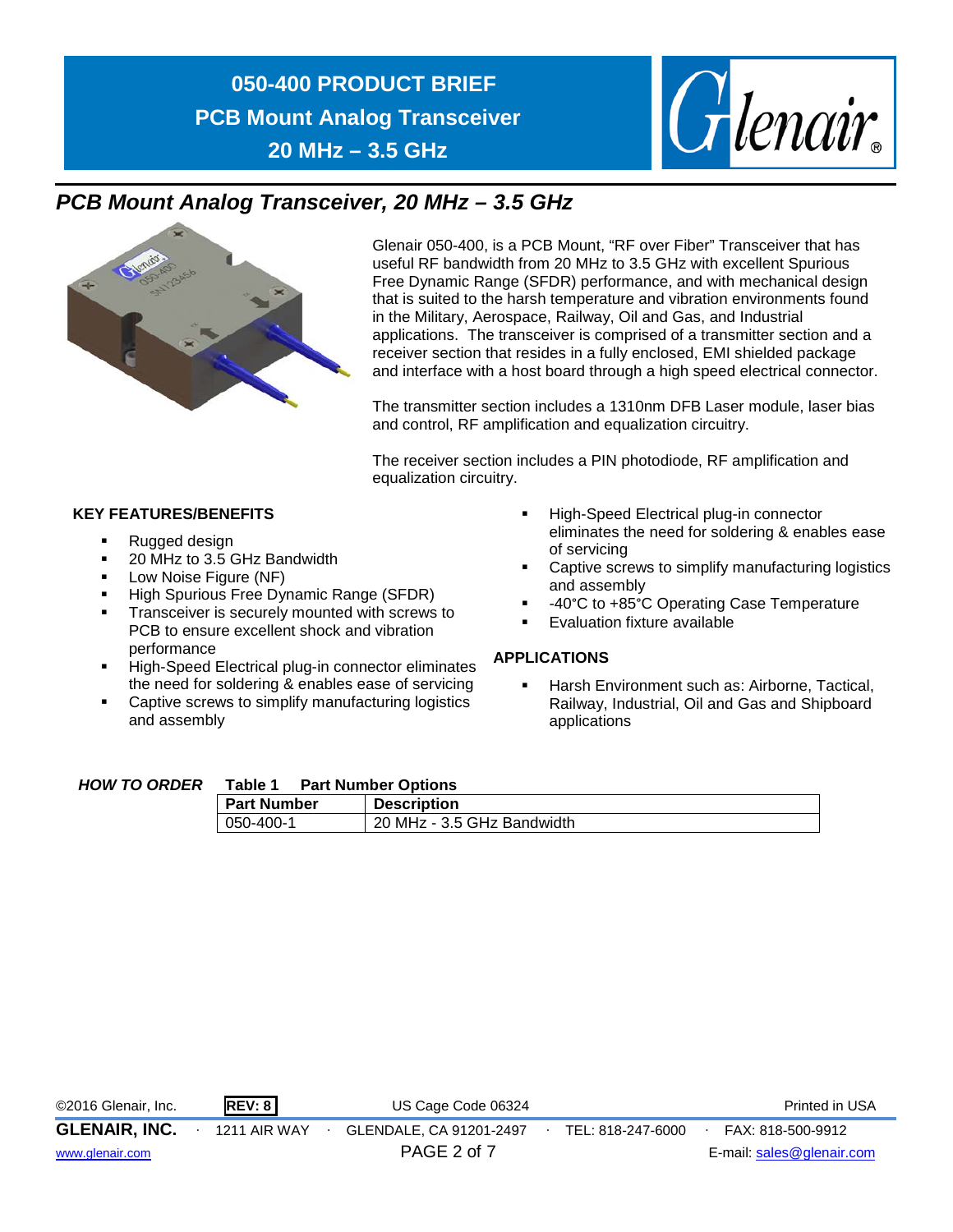# 050-400 PRODUCT BRIEF
# PCB Mount Analog Transceiver
# 20 MHz – 3.5 GHz

## *PCB Mount Analog Transceiver, 20 MHz – 3.5 GHz*

Glenair 050-400, is a PCB Mount, "RF over Fiber" Transceiver that has useful RF bandwidth from 20 MHz to 3.5 GHz with excellent Spurious Free Dynamic Range (SFDR) performance, and with mechanical design that is suited to the harsh temperature and vibration environments found in the Military, Aerospace, Railway, Oil and Gas, and Industrial applications. The transceiver is comprised of a transmitter section and a receiver section that resides in a fully enclosed, EMI shielded package and interface with a host board through a high speed electrical connector.

The transmitter section includes a 1310nm DFB Laser module, laser bias and control, RF amplification and equalization circuitry.

The receiver section includes a PIN photodiode, RF amplification and equalization circuitry.

**KEY FEATURES/BENEFITS**

- Rugged design
- 20 MHz to 3.5 GHz Bandwidth
- Low Noise Figure (NF)
- High Spurious Free Dynamic Range (SFDR)
- Transceiver is securely mounted with screws to PCB to ensure excellent shock and vibration performance
- High-Speed Electrical plug-in connector eliminates the need for soldering & enables ease of servicing
- Captive screws to simplify manufacturing logistics and assembly
- High-Speed Electrical plug-in connector eliminates the need for soldering & enables ease of servicing
- Captive screws to simplify manufacturing logistics and assembly
- -40°C to +85°C Operating Case Temperature
- Evaluation fixture available

**APPLICATIONS**

- Harsh Environment such as: Airborne, Tactical, Railway, Industrial, Oil and Gas and Shipboard applications

***HOW TO ORDER*** **Table 1 Part Number Options**

| Part Number | Description |
| --- | --- |
| 050-400-1 | 20 MHz - 3.5 GHz Bandwidth |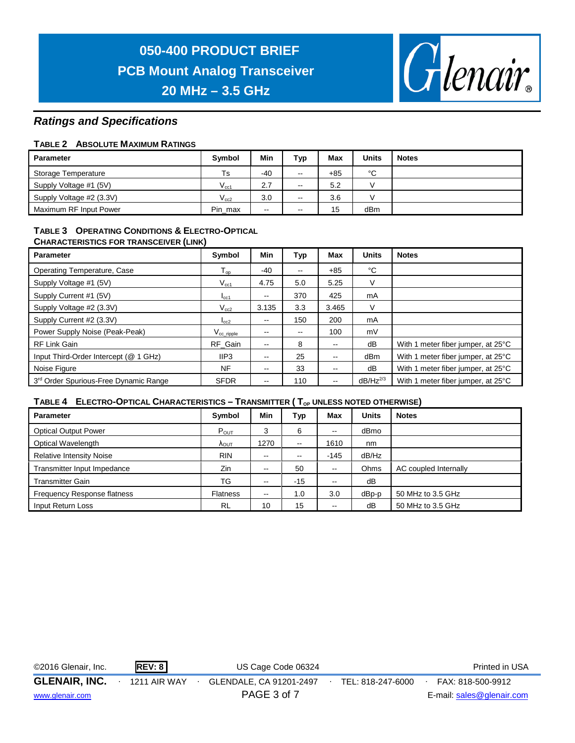## Ratings and Specifications

**TABLE 2 ABSOLUTE MAXIMUM RATINGS**

| Parameter | Symbol | Min | Typ | Max | Units | Notes |
|---|---|---|---|---|---|---|
| Storage Temperature | Ts | -40 | -- | +85 | °C | |
| Supply Voltage #1 (5V) | $V_{cc1}$ | 2.7 | -- | 5.2 | V | |
| Supply Voltage #2 (3.3V) | $V_{cc2}$ | 3.0 | -- | 3.6 | V | |
| Maximum RF Input Power | Pin_max | -- | -- | 15 | dBm | |

**TABLE 3 OPERATING CONDITIONS & ELECTRO-OPTICAL CHARACTERISTICS FOR TRANSCEIVER (LINK)**

| Parameter | Symbol | Min | Typ | Max | Units | Notes |
|---|---|---|---|---|---|---|
| Operating Temperature, Case | $T_{op}$ | -40 | -- | +85 | °C | |
| Supply Voltage #1 (5V) | $V_{cc1}$ | 4.75 | 5.0 | 5.25 | V | |
| Supply Current #1 (5V) | $I_{cc1}$ | -- | 370 | 425 | mA | |
| Supply Voltage #2 (3.3V) | $V_{cc2}$ | 3.135 | 3.3 | 3.465 | V | |
| Supply Current #2 (3.3V) | $I_{cc2}$ | -- | 150 | 200 | mA | |
| Power Supply Noise (Peak-Peak) | $V_{cc\_ripple}$ | -- | -- | 100 | mV | |
| RF Link Gain | RF_Gain | -- | 8 | -- | dB | With 1 meter fiber jumper, at 25°C |
| Input Third-Order Intercept (@ 1 GHz) | IIP3 | -- | 25 | -- | dBm | With 1 meter fiber jumper, at 25°C |
| Noise Figure | NF | -- | 33 | -- | dB | With 1 meter fiber jumper, at 25°C |
| 3rd Order Spurious-Free Dynamic Range | SFDR | -- | 110 | -- | $dB/Hz^{2/3}$ | With 1 meter fiber jumper, at 25°C |

**TABLE 4 ELECTRO-OPTICAL CHARACTERISTICS – TRANSMITTER ( $T_{OP}$ UNLESS NOTED OTHERWISE)**

| Parameter | Symbol | Min | Typ | Max | Units | Notes |
|---|---|---|---|---|---|---|
| Optical Output Power | $P_{OUT}$ | 3 | 6 | -- | dBmo | |
| Optical Wavelength | $\lambda_{OUT}$ | 1270 | -- | 1610 | nm | |
| Relative Intensity Noise | RIN | -- | -- | -145 | dB/Hz | |
| Transmitter Input Impedance | Zin | -- | 50 | -- | Ohms | AC coupled Internally |
| Transmitter Gain | TG | -- | -15 | -- | dB | |
| Frequency Response flatness | Flatness | -- | 1.0 | 3.0 | dBp-p | 50 MHz to 3.5 GHz |
| Input Return Loss | RL | 10 | 15 | -- | dB | 50 MHz to 3.5 GHz |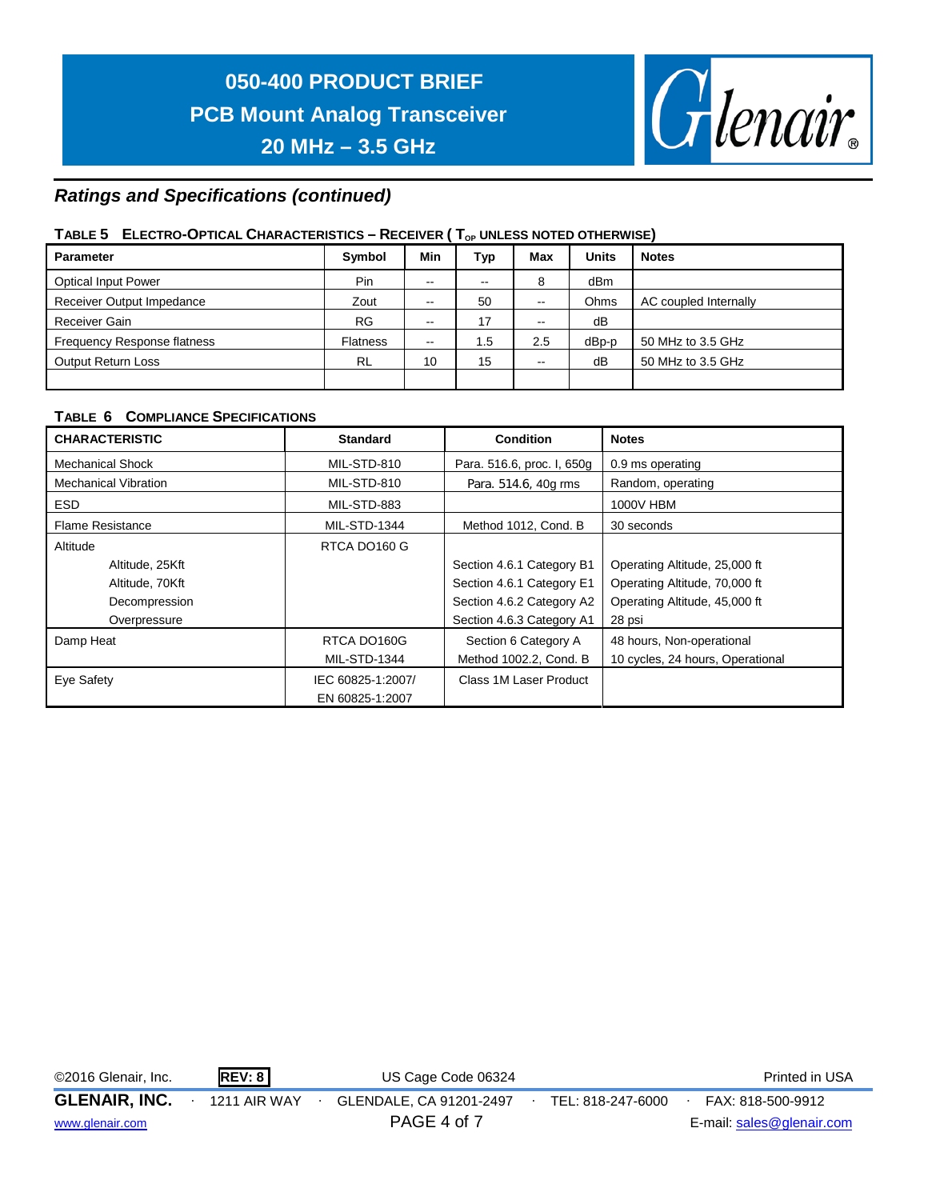## Ratings and Specifications (continued)

**TABLE 5 ELECTRO-OPTICAL CHARACTERISTICS – RECEIVER ( $T_{OP}$ UNLESS NOTED OTHERWISE)**

| Parameter | Symbol | Min | Typ | Max | Units | Notes |
|---|---|---|---|---|---|---|
| Optical Input Power | Pin | -- | -- | 8 | dBm | |
| Receiver Output Impedance | Zout | -- | 50 | -- | Ohms | AC coupled Internally |
| Receiver Gain | RG | -- | 17 | -- | dB | |
| Frequency Response flatness | Flatness | -- | 1.5 | 2.5 | dBp-p | 50 MHz to 3.5 GHz |
| Output Return Loss | RL | 10 | 15 | -- | dB | 50 MHz to 3.5 GHz |
| | | | | | | |

**TABLE 6 COMPLIANCE SPECIFICATIONS**

| CHARACTERISTIC | Standard | Condition | Notes |
|---|---|---|---|
| Mechanical Shock | MIL-STD-810 | Para. 516.6, proc. I, 650g | 0.9 ms operating |
| Mechanical Vibration | MIL-STD-810 | Para. 514.6, 40g rms | Random, operating |
| ESD | MIL-STD-883 | | 1000V HBM |
| Flame Resistance | MIL-STD-1344 | Method 1012, Cond. B | 30 seconds |
| Altitude | RTCA DO160 G | | |
| Altitude, 25Kft | | Section 4.6.1 Category B1 | Operating Altitude, 25,000 ft |
| Altitude, 70Kft | | Section 4.6.1 Category E1 | Operating Altitude, 70,000 ft |
| Decompression | | Section 4.6.2 Category A2 | Operating Altitude, 45,000 ft |
| Overpressure | | Section 4.6.3 Category A1 | 28 psi |
| Damp Heat | RTCA DO160G<br>MIL-STD-1344 | Section 6 Category A<br>Method 1002.2, Cond. B | 48 hours, Non-operational<br>10 cycles, 24 hours, Operational |
| Eye Safety | IEC 60825-1:2007/<br>EN 60825-1:2007 | Class 1M Laser Product | |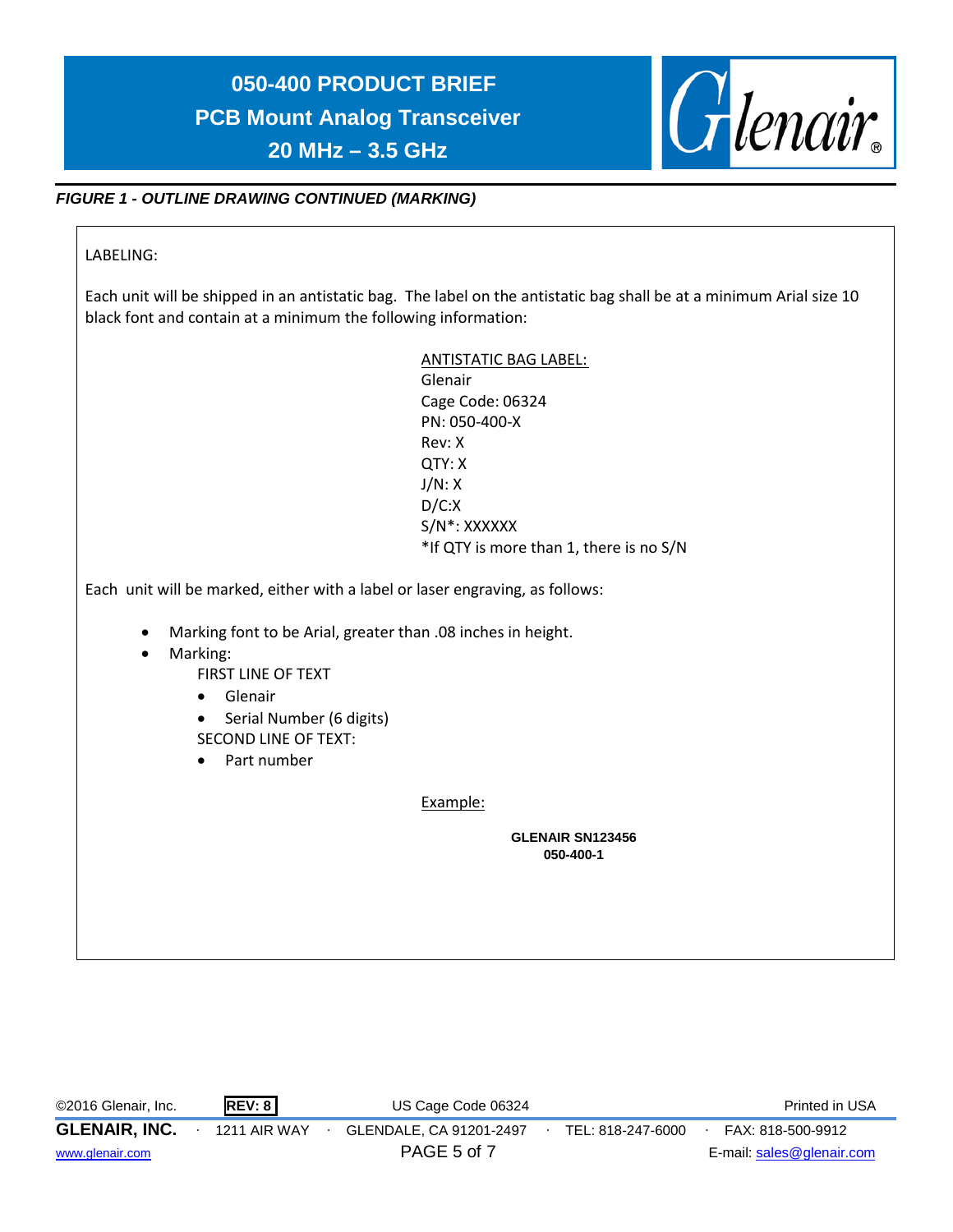*FIGURE 1 - OUTLINE DRAWING CONTINUED (MARKING)*

LABELING:

Each unit will be shipped in an antistatic bag. The label on the antistatic bag shall be at a minimum Arial size 10 black font and contain at a minimum the following information:

<u>ANTISTATIC BAG LABEL:</u>
Glenair
Cage Code: 06324
PN: 050-400-X
Rev: X
QTY: X
J/N: X
D/C:X
S/N*: XXXXXX
*If QTY is more than 1, there is no S/N

Each unit will be marked, either with a label or laser engraving, as follows:

- Marking font to be Arial, greater than .08 inches in height.
- Marking:
  FIRST LINE OF TEXT
  - Glenair
  - Serial Number (6 digits)

  SECOND LINE OF TEXT:
  - Part number

<u>Example:</u>

**GLENAIR SN123456**
**050-400-1**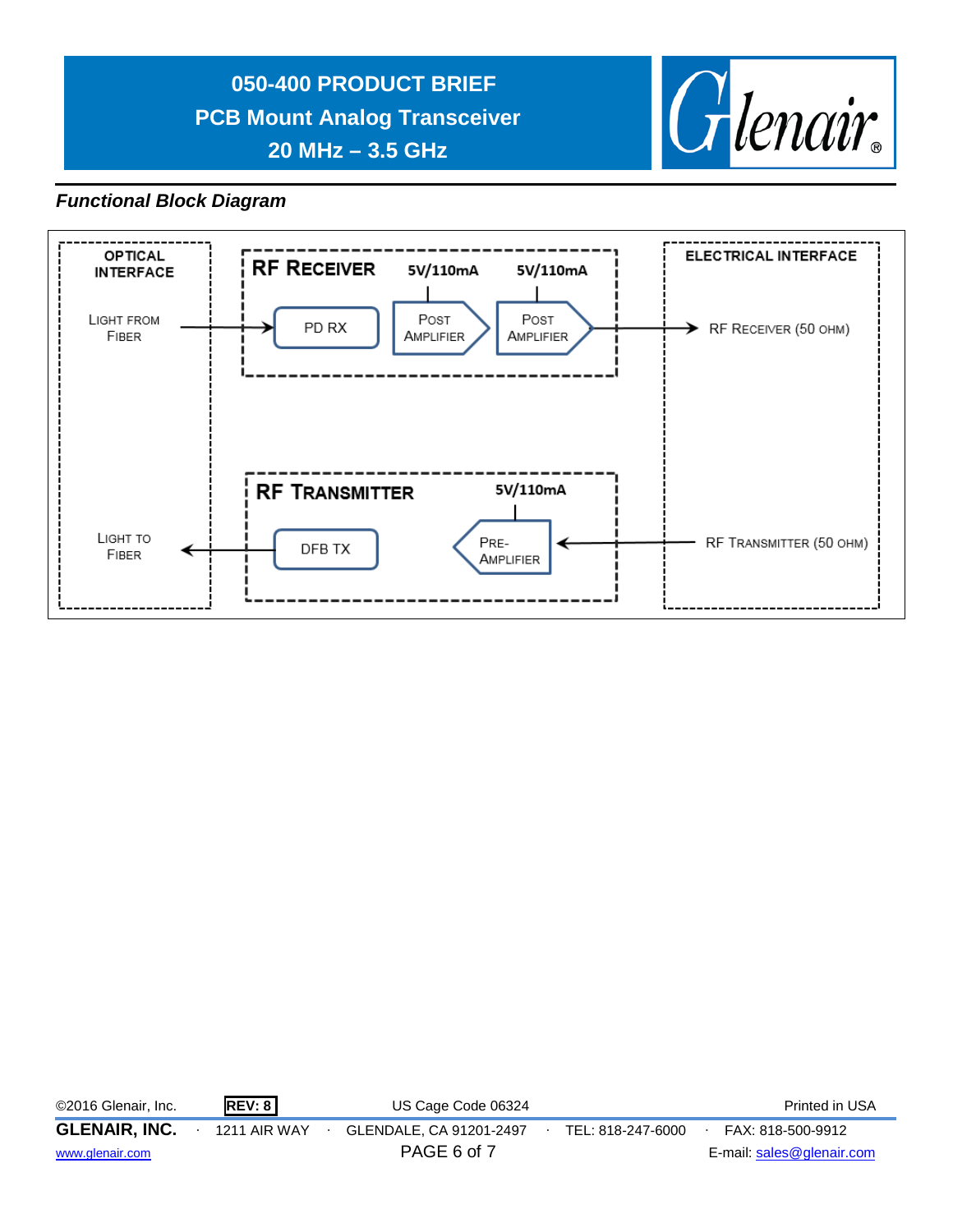## Functional Block Diagram

OPTICAL INTERFACE

LIGHT FROM FIBER

LIGHT TO FIBER

RF RECEIVER

5V/110mA

5V/110mA

PD RX

POST AMPLIFIER

POST AMPLIFIER

RF TRANSMITTER

5V/110mA

DFB TX

PRE-AMPLIFIER

ELECTRICAL INTERFACE

RF RECEIVER (50 OHM)

RF TRANSMITTER (50 OHM)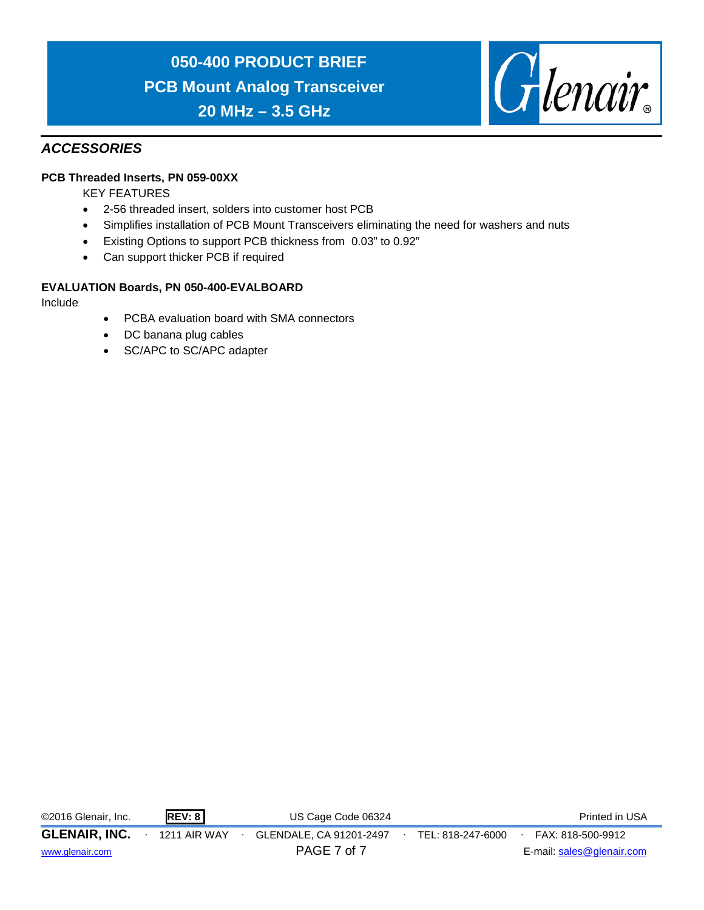## ACCESSORIES

**PCB Threaded Inserts, PN 059-00XX**

KEY FEATURES

- 2-56 threaded insert, solders into customer host PCB
- Simplifies installation of PCB Mount Transceivers eliminating the need for washers and nuts
- Existing Options to support PCB thickness from 0.03" to 0.92"
- Can support thicker PCB if required

**EVALUATION Boards, PN 050-400-EVALBOARD**

Include

- PCBA evaluation board with SMA connectors
- DC banana plug cables
- SC/APC to SC/APC adapter